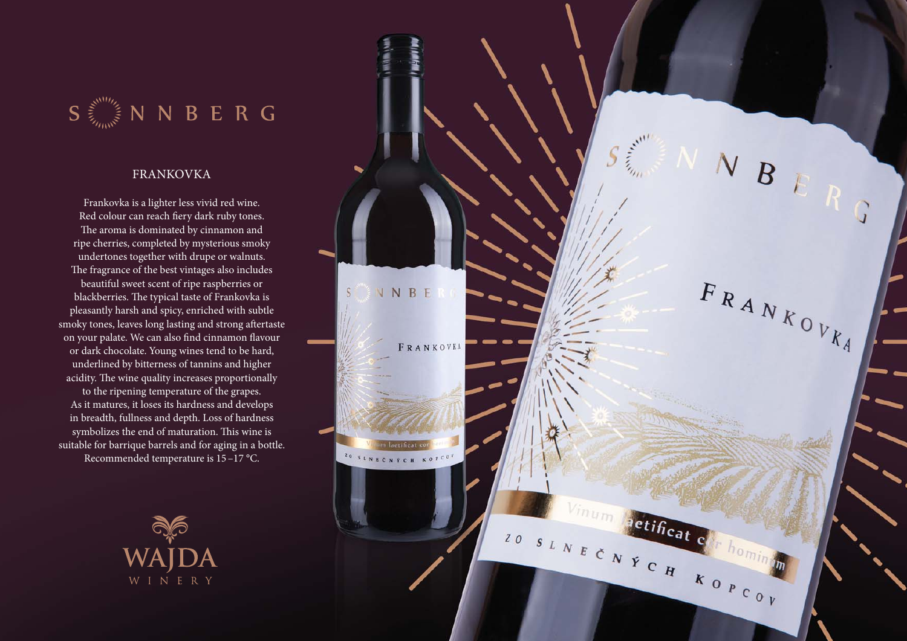# SONNBERG

## FRANKOVKA

Frankovka is a lighter less vivid red wine. Red colour can reach fiery dark ruby tones. The aroma is dominated by cinnamon and ripe cherries, completed by mysterious smoky undertones together with drupe or walnuts. The fragrance of the best vintages also includes beautiful sweet scent of ripe raspberries or blackberries. The typical taste of Frankovka is pleasantly harsh and spicy, enriched with subtle smoky tones, leaves long lasting and strong aftertaste on your palate. We can also find cinnamon flavour or dark chocolate. Young wines tend to be hard, underlined by bitterness of tannins and higher acidity. The wine quality increases proportionally to the ripening temperature of the grapes. As it matures, it loses its hardness and develops in breadth, fullness and depth. Loss of hardness symbolizes the end of maturation. This wine is suitable for barrique barrels and for aging in a bottle. Recommended temperature is 15 – 17 °C.

WAJDA WINERY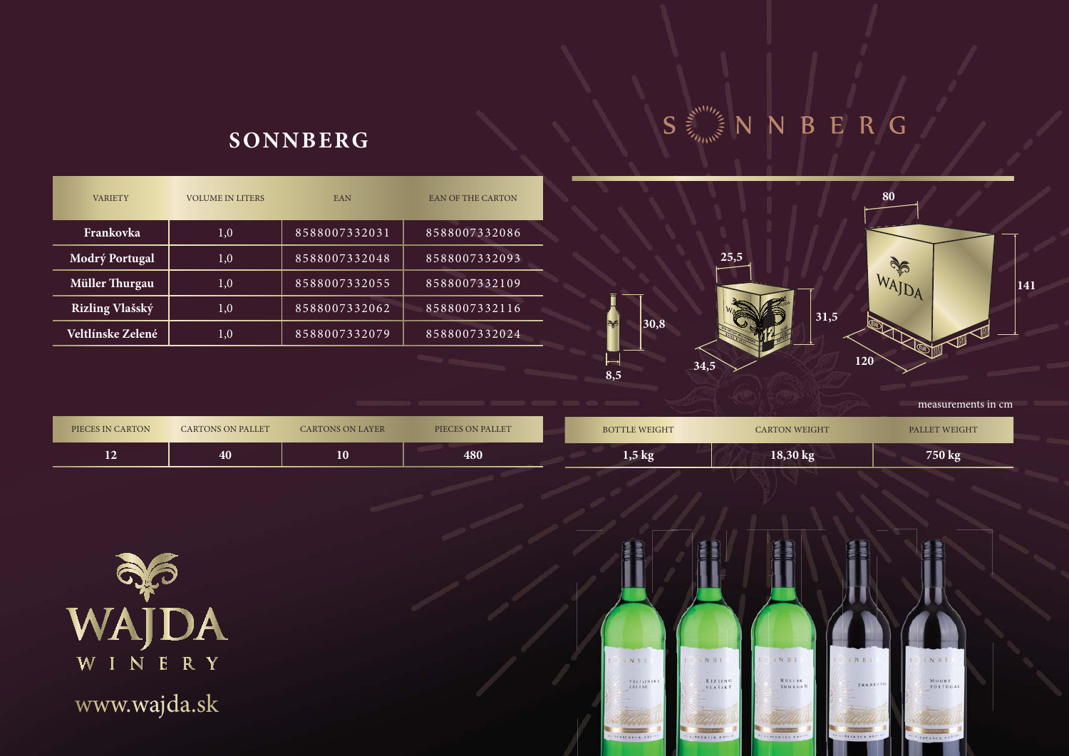# SONNBERG

| VARIETY | VOLUME IN LITERS | EAN | EAN OF THE CARTON |
| --- | --- | --- | --- |
| **Frankovka** | 1,0 | 8588007332031 | 8588007332086 |
| **Modrý Portugal** | 1,0 | 8588007332048 | 8588007332093 |
| **Müller Thurgau** | 1,0 | 8588007332055 | 8588007332109 |
| **Rizling Vlašský** | 1,0 | 8588007332062 | 8588007332116 |
| **Veltlínske Zelené** | 1,0 | 8588007332079 | 8588007332024 |

SONNBERG

30,8
8,5
25,5
31,5
34,5
80
141
120

measurements in cm

| PIECES IN CARTON | CARTONS ON PALLET | CARTONS ON LAYER | PIECES ON PALLET |
| --- | --- | --- | --- |
| **12** | **40** | **10** | **480** |

| BOTTLE WEIGHT | CARTON WEIGHT | PALLET WEIGHT |
| --- | --- | --- |
| **1,5 kg** | **18,30 kg** | **750 kg** |

WAJDA WINERY

www.wajda.sk